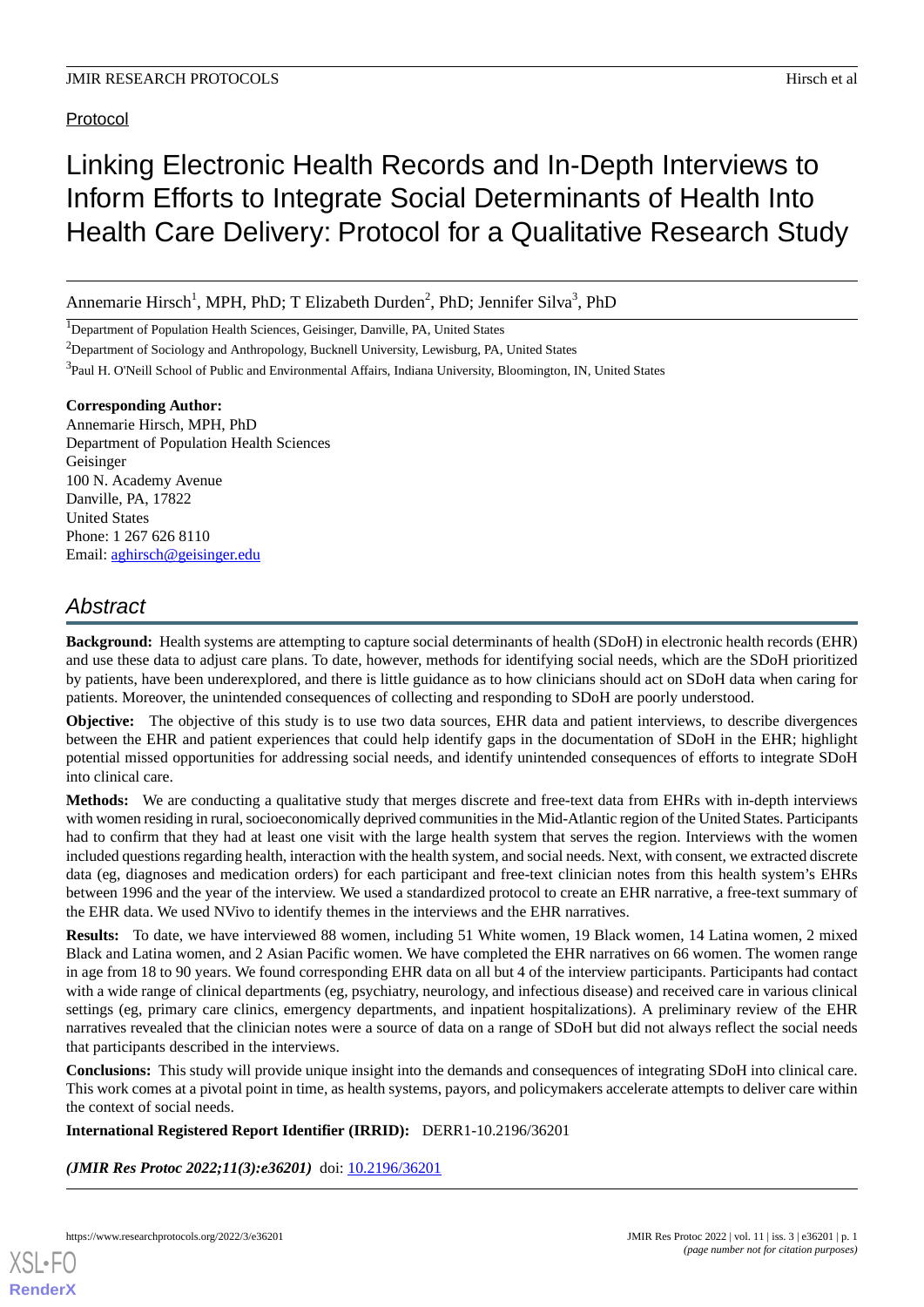Protocol

# Linking Electronic Health Records and In-Depth Interviews to Inform Efforts to Integrate Social Determinants of Health Into Health Care Delivery: Protocol for a Qualitative Research Study

Annemarie Hirsch[1], MPH, PhD; T Elizabeth Durden[2], PhD; Jennifer Silva[3], PhD

[1]Department of Population Health Sciences, Geisinger, Danville, PA, United States

[2]Department of Sociology and Anthropology, Bucknell University, Lewisburg, PA, United States

[3]Paul H. O'Neill School of Public and Environmental Affairs, Indiana University, Bloomington, IN, United States

**Corresponding Author:**
Annemarie Hirsch, MPH, PhD
Department of Population Health Sciences
Geisinger
100 N. Academy Avenue
Danville, PA, 17822
United States
Phone: 1 267 626 8110
Email: aghirsch@geisinger.edu

## Abstract

**Background:** Health systems are attempting to capture social determinants of health (SDoH) in electronic health records (EHR) and use these data to adjust care plans. To date, however, methods for identifying social needs, which are the SDoH prioritized by patients, have been underexplored, and there is little guidance as to how clinicians should act on SDoH data when caring for patients. Moreover, the unintended consequences of collecting and responding to SDoH are poorly understood.

**Objective:** The objective of this study is to use two data sources, EHR data and patient interviews, to describe divergences between the EHR and patient experiences that could help identify gaps in the documentation of SDoH in the EHR; highlight potential missed opportunities for addressing social needs, and identify unintended consequences of efforts to integrate SDoH into clinical care.

**Methods:** We are conducting a qualitative study that merges discrete and free-text data from EHRs with in-depth interviews with women residing in rural, socioeconomically deprived communities in the Mid-Atlantic region of the United States. Participants had to confirm that they had at least one visit with the large health system that serves the region. Interviews with the women included questions regarding health, interaction with the health system, and social needs. Next, with consent, we extracted discrete data (eg, diagnoses and medication orders) for each participant and free-text clinician notes from this health system's EHRs between 1996 and the year of the interview. We used a standardized protocol to create an EHR narrative, a free-text summary of the EHR data. We used NVivo to identify themes in the interviews and the EHR narratives.

**Results:** To date, we have interviewed 88 women, including 51 White women, 19 Black women, 14 Latina women, 2 mixed Black and Latina women, and 2 Asian Pacific women. We have completed the EHR narratives on 66 women. The women range in age from 18 to 90 years. We found corresponding EHR data on all but 4 of the interview participants. Participants had contact with a wide range of clinical departments (eg, psychiatry, neurology, and infectious disease) and received care in various clinical settings (eg, primary care clinics, emergency departments, and inpatient hospitalizations). A preliminary review of the EHR narratives revealed that the clinician notes were a source of data on a range of SDoH but did not always reflect the social needs that participants described in the interviews.

**Conclusions:** This study will provide unique insight into the demands and consequences of integrating SDoH into clinical care. This work comes at a pivotal point in time, as health systems, payors, and policymakers accelerate attempts to deliver care within the context of social needs.

**International Registered Report Identifier (IRRID):** DERR1-10.2196/36201

***(JMIR Res Protoc 2022;11(3):e36201)*** doi: 10.2196/36201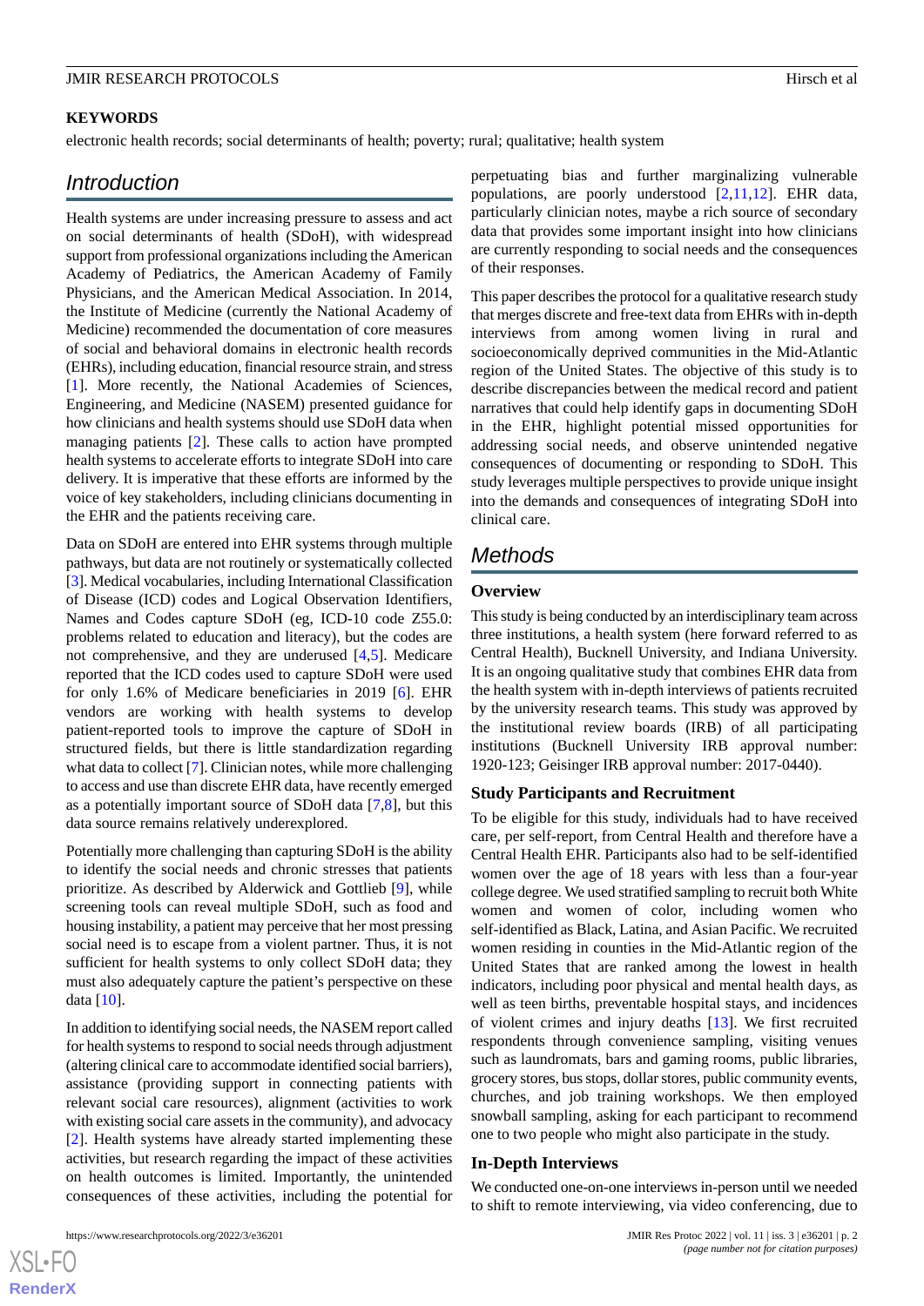## KEYWORDS

electronic health records; social determinants of health; poverty; rural; qualitative; health system

## Introduction

Health systems are under increasing pressure to assess and act on social determinants of health (SDoH), with widespread support from professional organizations including the American Academy of Pediatrics, the American Academy of Family Physicians, and the American Medical Association. In 2014, the Institute of Medicine (currently the National Academy of Medicine) recommended the documentation of core measures of social and behavioral domains in electronic health records (EHRs), including education, financial resource strain, and stress [1]. More recently, the National Academies of Sciences, Engineering, and Medicine (NASEM) presented guidance for how clinicians and health systems should use SDoH data when managing patients [2]. These calls to action have prompted health systems to accelerate efforts to integrate SDoH into care delivery. It is imperative that these efforts are informed by the voice of key stakeholders, including clinicians documenting in the EHR and the patients receiving care.

Data on SDoH are entered into EHR systems through multiple pathways, but data are not routinely or systematically collected [3]. Medical vocabularies, including International Classification of Disease (ICD) codes and Logical Observation Identifiers, Names and Codes capture SDoH (eg, ICD-10 code Z55.0: problems related to education and literacy), but the codes are not comprehensive, and they are underused [4,5]. Medicare reported that the ICD codes used to capture SDoH were used for only 1.6% of Medicare beneficiaries in 2019 [6]. EHR vendors are working with health systems to develop patient-reported tools to improve the capture of SDoH in structured fields, but there is little standardization regarding what data to collect [7]. Clinician notes, while more challenging to access and use than discrete EHR data, have recently emerged as a potentially important source of SDoH data [7,8], but this data source remains relatively underexplored.

Potentially more challenging than capturing SDoH is the ability to identify the social needs and chronic stresses that patients prioritize. As described by Alderwick and Gottlieb [9], while screening tools can reveal multiple SDoH, such as food and housing instability, a patient may perceive that her most pressing social need is to escape from a violent partner. Thus, it is not sufficient for health systems to only collect SDoH data; they must also adequately capture the patient's perspective on these data [10].

In addition to identifying social needs, the NASEM report called for health systems to respond to social needs through adjustment (altering clinical care to accommodate identified social barriers), assistance (providing support in connecting patients with relevant social care resources), alignment (activities to work with existing social care assets in the community), and advocacy [2]. Health systems have already started implementing these activities, but research regarding the impact of these activities on health outcomes is limited. Importantly, the unintended consequences of these activities, including the potential for perpetuating bias and further marginalizing vulnerable populations, are poorly understood [2,11,12]. EHR data, particularly clinician notes, maybe a rich source of secondary data that provides some important insight into how clinicians are currently responding to social needs and the consequences of their responses.

This paper describes the protocol for a qualitative research study that merges discrete and free-text data from EHRs with in-depth interviews from among women living in rural and socioeconomically deprived communities in the Mid-Atlantic region of the United States. The objective of this study is to describe discrepancies between the medical record and patient narratives that could help identify gaps in documenting SDoH in the EHR, highlight potential missed opportunities for addressing social needs, and observe unintended negative consequences of documenting or responding to SDoH. This study leverages multiple perspectives to provide unique insight into the demands and consequences of integrating SDoH into clinical care.

## Methods

### Overview

This study is being conducted by an interdisciplinary team across three institutions, a health system (here forward referred to as Central Health), Bucknell University, and Indiana University. It is an ongoing qualitative study that combines EHR data from the health system with in-depth interviews of patients recruited by the university research teams. This study was approved by the institutional review boards (IRB) of all participating institutions (Bucknell University IRB approval number: 1920-123; Geisinger IRB approval number: 2017-0440).

### Study Participants and Recruitment

To be eligible for this study, individuals had to have received care, per self-report, from Central Health and therefore have a Central Health EHR. Participants also had to be self-identified women over the age of 18 years with less than a four-year college degree. We used stratified sampling to recruit both White women and women of color, including women who self-identified as Black, Latina, and Asian Pacific. We recruited women residing in counties in the Mid-Atlantic region of the United States that are ranked among the lowest in health indicators, including poor physical and mental health days, as well as teen births, preventable hospital stays, and incidences of violent crimes and injury deaths [13]. We first recruited respondents through convenience sampling, visiting venues such as laundromats, bars and gaming rooms, public libraries, grocery stores, bus stops, dollar stores, public community events, churches, and job training workshops. We then employed snowball sampling, asking for each participant to recommend one to two people who might also participate in the study.

### In-Depth Interviews

We conducted one-on-one interviews in-person until we needed to shift to remote interviewing, via video conferencing, due to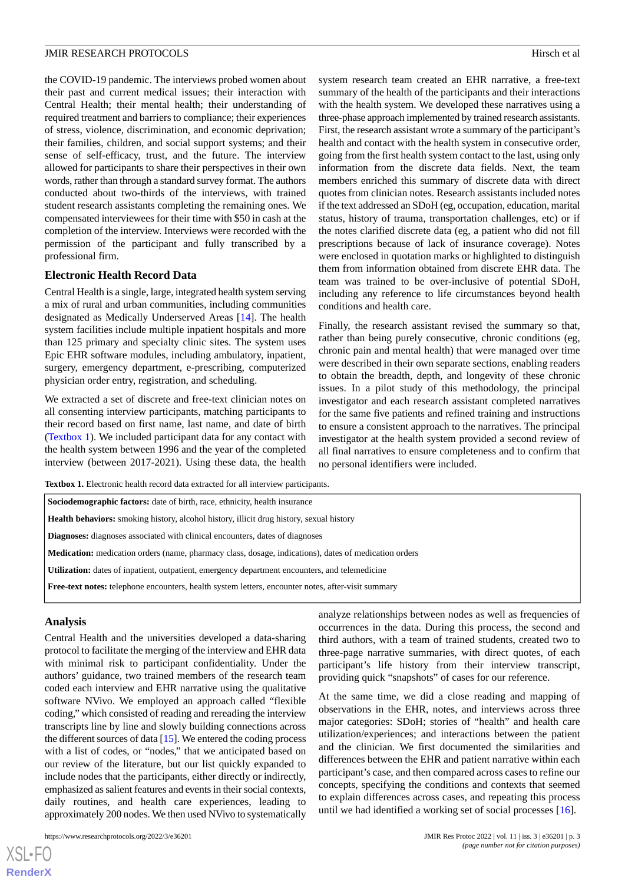the COVID-19 pandemic. The interviews probed women about their past and current medical issues; their interaction with Central Health; their mental health; their understanding of required treatment and barriers to compliance; their experiences of stress, violence, discrimination, and economic deprivation; their families, children, and social support systems; and their sense of self-efficacy, trust, and the future. The interview allowed for participants to share their perspectives in their own words, rather than through a standard survey format. The authors conducted about two-thirds of the interviews, with trained student research assistants completing the remaining ones. We compensated interviewees for their time with $50 in cash at the completion of the interview. Interviews were recorded with the permission of the participant and fully transcribed by a professional firm.

## Electronic Health Record Data

Central Health is a single, large, integrated health system serving a mix of rural and urban communities, including communities designated as Medically Underserved Areas [14]. The health system facilities include multiple inpatient hospitals and more than 125 primary and specialty clinic sites. The system uses Epic EHR software modules, including ambulatory, inpatient, surgery, emergency department, e-prescribing, computerized physician order entry, registration, and scheduling.

We extracted a set of discrete and free-text clinician notes on all consenting interview participants, matching participants to their record based on first name, last name, and date of birth (Textbox 1). We included participant data for any contact with the health system between 1996 and the year of the completed interview (between 2017-2021). Using these data, the health system research team created an EHR narrative, a free-text summary of the health of the participants and their interactions with the health system. We developed these narratives using a three-phase approach implemented by trained research assistants. First, the research assistant wrote a summary of the participant's health and contact with the health system in consecutive order, going from the first health system contact to the last, using only information from the discrete data fields. Next, the team members enriched this summary of discrete data with direct quotes from clinician notes. Research assistants included notes if the text addressed an SDoH (eg, occupation, education, marital status, history of trauma, transportation challenges, etc) or if the notes clarified discrete data (eg, a patient who did not fill prescriptions because of lack of insurance coverage). Notes were enclosed in quotation marks or highlighted to distinguish them from information obtained from discrete EHR data. The team was trained to be over-inclusive of potential SDoH, including any reference to life circumstances beyond health conditions and health care.

Finally, the research assistant revised the summary so that, rather than being purely consecutive, chronic conditions (eg, chronic pain and mental health) that were managed over time were described in their own separate sections, enabling readers to obtain the breadth, depth, and longevity of these chronic issues. In a pilot study of this methodology, the principal investigator and each research assistant completed narratives for the same five patients and refined training and instructions to ensure a consistent approach to the narratives. The principal investigator at the health system provided a second review of all final narratives to ensure completeness and to confirm that no personal identifiers were included.

**Textbox 1.** Electronic health record data extracted for all interview participants.

**Sociodemographic factors:** date of birth, race, ethnicity, health insurance

**Health behaviors:** smoking history, alcohol history, illicit drug history, sexual history

**Diagnoses:** diagnoses associated with clinical encounters, dates of diagnoses

**Medication:** medication orders (name, pharmacy class, dosage, indications), dates of medication orders

**Utilization:** dates of inpatient, outpatient, emergency department encounters, and telemedicine

**Free-text notes:** telephone encounters, health system letters, encounter notes, after-visit summary

## Analysis

Central Health and the universities developed a data-sharing protocol to facilitate the merging of the interview and EHR data with minimal risk to participant confidentiality. Under the authors' guidance, two trained members of the research team coded each interview and EHR narrative using the qualitative software NVivo. We employed an approach called "flexible coding," which consisted of reading and rereading the interview transcripts line by line and slowly building connections across the different sources of data [15]. We entered the coding process with a list of codes, or "nodes," that we anticipated based on our review of the literature, but our list quickly expanded to include nodes that the participants, either directly or indirectly, emphasized as salient features and events in their social contexts, daily routines, and health care experiences, leading to approximately 200 nodes. We then used NVivo to systematically analyze relationships between nodes as well as frequencies of occurrences in the data. During this process, the second and third authors, with a team of trained students, created two to three-page narrative summaries, with direct quotes, of each participant's life history from their interview transcript, providing quick "snapshots" of cases for our reference.

At the same time, we did a close reading and mapping of observations in the EHR, notes, and interviews across three major categories: SDoH; stories of "health" and health care utilization/experiences; and interactions between the patient and the clinician. We first documented the similarities and differences between the EHR and patient narrative within each participant's case, and then compared across cases to refine our concepts, specifying the conditions and contexts that seemed to explain differences across cases, and repeating this process until we had identified a working set of social processes [16].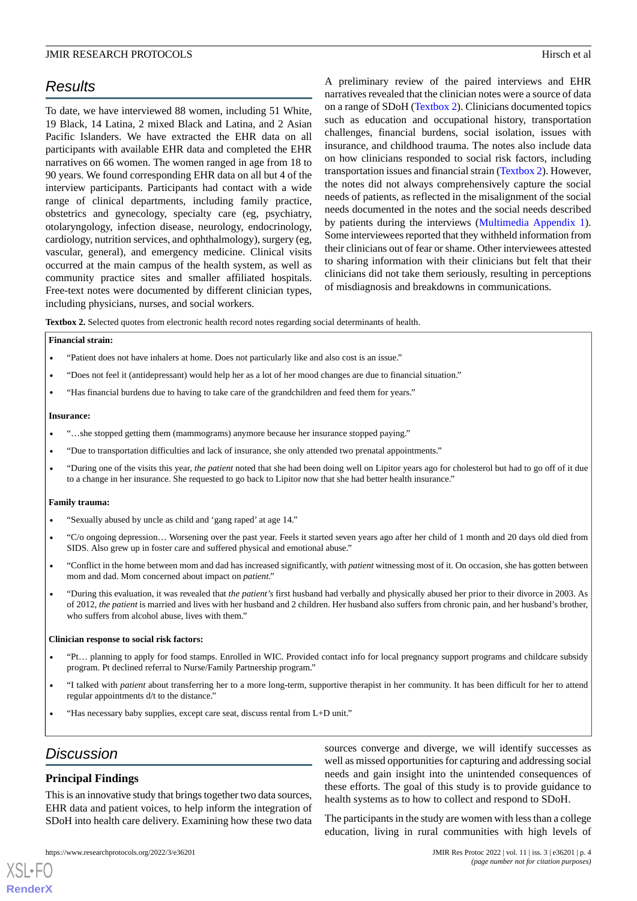## Results

To date, we have interviewed 88 women, including 51 White, 19 Black, 14 Latina, 2 mixed Black and Latina, and 2 Asian Pacific Islanders. We have extracted the EHR data on all participants with available EHR data and completed the EHR narratives on 66 women. The women ranged in age from 18 to 90 years. We found corresponding EHR data on all but 4 of the interview participants. Participants had contact with a wide range of clinical departments, including family practice, obstetrics and gynecology, specialty care (eg, psychiatry, otolaryngology, infection disease, neurology, endocrinology, cardiology, nutrition services, and ophthalmology), surgery (eg, vascular, general), and emergency medicine. Clinical visits occurred at the main campus of the health system, as well as community practice sites and smaller affiliated hospitals. Free-text notes were documented by different clinician types, including physicians, nurses, and social workers.

A preliminary review of the paired interviews and EHR narratives revealed that the clinician notes were a source of data on a range of SDoH (Textbox 2). Clinicians documented topics such as education and occupational history, transportation challenges, financial burdens, social isolation, issues with insurance, and childhood trauma. The notes also include data on how clinicians responded to social risk factors, including transportation issues and financial strain (Textbox 2). However, the notes did not always comprehensively capture the social needs of patients, as reflected in the misalignment of the social needs documented in the notes and the social needs described by patients during the interviews (Multimedia Appendix 1). Some interviewees reported that they withheld information from their clinicians out of fear or shame. Other interviewees attested to sharing information with their clinicians but felt that their clinicians did not take them seriously, resulting in perceptions of misdiagnosis and breakdowns in communications.

**Textbox 2.** Selected quotes from electronic health record notes regarding social determinants of health.

**Financial strain:**

- "Patient does not have inhalers at home. Does not particularly like and also cost is an issue."
- "Does not feel it (antidepressant) would help her as a lot of her mood changes are due to financial situation."
- "Has financial burdens due to having to take care of the grandchildren and feed them for years."

**Insurance:**

- "…she stopped getting them (mammograms) anymore because her insurance stopped paying."
- "Due to transportation difficulties and lack of insurance, she only attended two prenatal appointments."
- "During one of the visits this year, *the patient* noted that she had been doing well on Lipitor years ago for cholesterol but had to go off of it due to a change in her insurance. She requested to go back to Lipitor now that she had better health insurance."

**Family trauma:**

- "Sexually abused by uncle as child and 'gang raped' at age 14."
- "C/o ongoing depression… Worsening over the past year. Feels it started seven years ago after her child of 1 month and 20 days old died from SIDS. Also grew up in foster care and suffered physical and emotional abuse."
- "Conflict in the home between mom and dad has increased significantly, with *patient* witnessing most of it. On occasion, she has gotten between mom and dad. Mom concerned about impact on *patient*."
- "During this evaluation, it was revealed that *the patient's* first husband had verbally and physically abused her prior to their divorce in 2003. As of 2012, *the patient* is married and lives with her husband and 2 children. Her husband also suffers from chronic pain, and her husband's brother, who suffers from alcohol abuse, lives with them."

**Clinician response to social risk factors:**

- "Pt… planning to apply for food stamps. Enrolled in WIC. Provided contact info for local pregnancy support programs and childcare subsidy program. Pt declined referral to Nurse/Family Partnership program."
- "I talked with *patient* about transferring her to a more long-term, supportive therapist in her community. It has been difficult for her to attend regular appointments d/t to the distance."
- "Has necessary baby supplies, except care seat, discuss rental from L+D unit."

## Discussion

### Principal Findings

This is an innovative study that brings together two data sources, EHR data and patient voices, to help inform the integration of SDoH into health care delivery. Examining how these two data sources converge and diverge, we will identify successes as well as missed opportunities for capturing and addressing social needs and gain insight into the unintended consequences of these efforts. The goal of this study is to provide guidance to health systems as to how to collect and respond to SDoH.

The participants in the study are women with less than a college education, living in rural communities with high levels of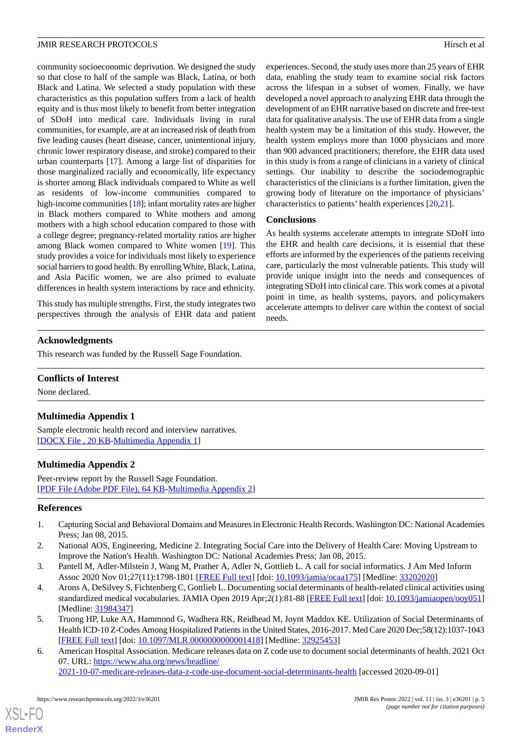community socioeconomic deprivation. We designed the study so that close to half of the sample was Black, Latina, or both Black and Latina. We selected a study population with these characteristics as this population suffers from a lack of health equity and is thus most likely to benefit from better integration of SDoH into medical care. Individuals living in rural communities, for example, are at an increased risk of death from five leading causes (heart disease, cancer, unintentional injury, chronic lower respiratory disease, and stroke) compared to their urban counterparts [17]. Among a large list of disparities for those marginalized racially and economically, life expectancy is shorter among Black individuals compared to White as well as residents of low-income communities compared to high-income communities [18]; infant mortality rates are higher in Black mothers compared to White mothers and among mothers with a high school education compared to those with a college degree; pregnancy-related mortality ratios are higher among Black women compared to White women [19]. This study provides a voice for individuals most likely to experience social barriers to good health. By enrolling White, Black, Latina, and Asia Pacific women, we are also primed to evaluate differences in health system interactions by race and ethnicity.

This study has multiple strengths. First, the study integrates two perspectives through the analysis of EHR data and patient experiences. Second, the study uses more than 25 years of EHR data, enabling the study team to examine social risk factors across the lifespan in a subset of women. Finally, we have developed a novel approach to analyzing EHR data through the development of an EHR narrative based on discrete and free-text data for qualitative analysis. The use of EHR data from a single health system may be a limitation of this study. However, the health system employs more than 1000 physicians and more than 900 advanced practitioners; therefore, the EHR data used in this study is from a range of clinicians in a variety of clinical settings. Our inability to describe the sociodemographic characteristics of the clinicians is a further limitation, given the growing body of literature on the importance of physicians' characteristics to patients' health experiences [20,21].

### Conclusions

As health systems accelerate attempts to integrate SDoH into the EHR and health care decisions, it is essential that these efforts are informed by the experiences of the patients receiving care, particularly the most vulnerable patients. This study will provide unique insight into the needs and consequences of integrating SDoH into clinical care. This work comes at a pivotal point in time, as health systems, payors, and policymakers accelerate attempts to deliver care within the context of social needs.

## Acknowledgments

This research was funded by the Russell Sage Foundation.

## Conflicts of Interest

None declared.

## Multimedia Appendix 1

Sample electronic health record and interview narratives.
[DOCX File , 20 KB-Multimedia Appendix 1]

## Multimedia Appendix 2

Peer-review report by the Russell Sage Foundation.
[PDF File (Adobe PDF File), 64 KB-Multimedia Appendix 2]

## References

1. Capturing Social and Behavioral Domains and Measures in Electronic Health Records. Washington DC: National Academies Press; Jan 08, 2015.
2. National AOS, Engineering, Medicine 2. Integrating Social Care into the Delivery of Health Care: Moving Upstream to Improve the Nation's Health. Washington DC: National Academies Press; Jan 08, 2015.
3. Pantell M, Adler-Milstein J, Wang M, Prather A, Adler N, Gottlieb L. A call for social informatics. J Am Med Inform Assoc 2020 Nov 01;27(11):1798-1801 [FREE Full text] [doi: 10.1093/jamia/ocaa175] [Medline: 33202020]
4. Arons A, DeSilvey S, Fichtenberg C, Gottlieb L. Documenting social determinants of health-related clinical activities using standardized medical vocabularies. JAMIA Open 2019 Apr;2(1):81-88 [FREE Full text] [doi: 10.1093/jamiaopen/ooy051] [Medline: 31984347]
5. Truong HP, Luke AA, Hammond G, Wadhera RK, Reidhead M, Joynt Maddox KE. Utilization of Social Determinants of Health ICD-10 Z-Codes Among Hospitalized Patients in the United States, 2016-2017. Med Care 2020 Dec;58(12):1037-1043 [FREE Full text] [doi: 10.1097/MLR.0000000000001418] [Medline: 32925453]
6. American Hospital Association. Medicare releases data on Z code use to document social determinants of health. 2021 Oct 07. URL: https://www.aha.org/news/headline/2021-10-07-medicare-releases-data-z-code-use-document-social-determinants-health [accessed 2020-09-01]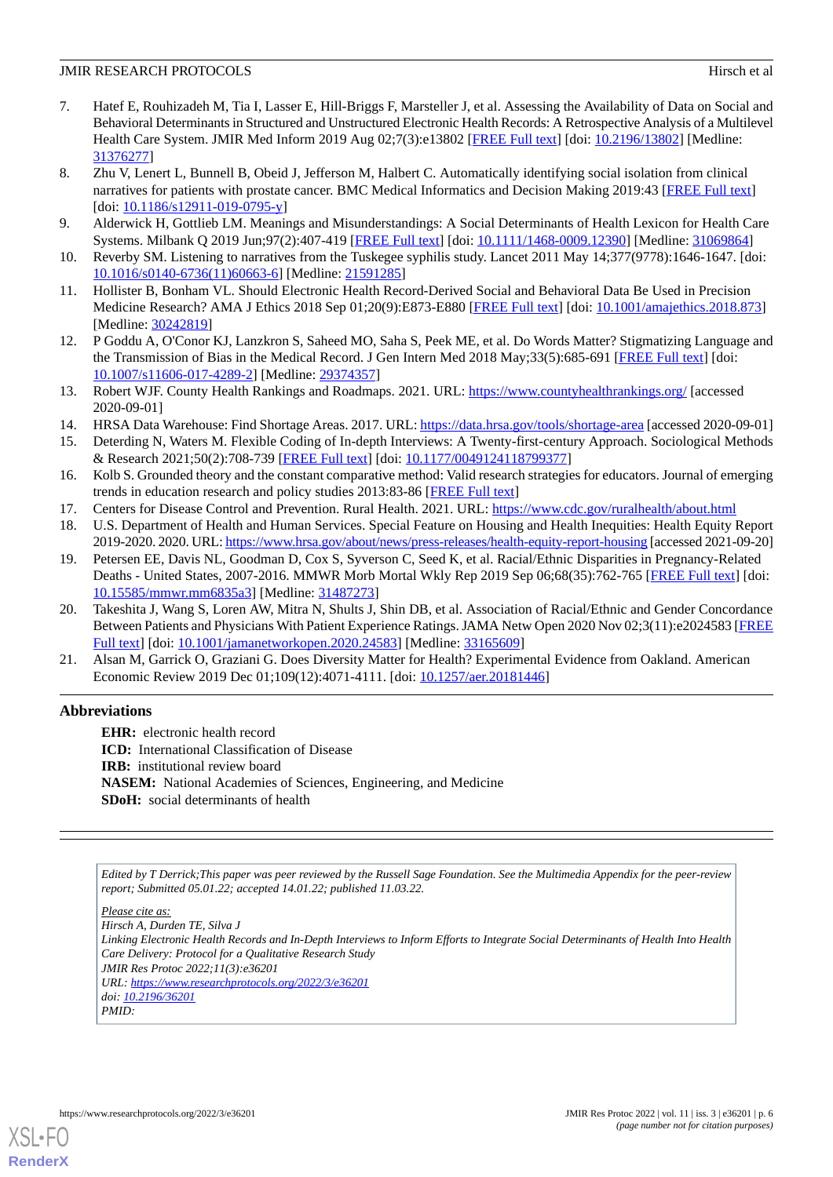7. Hatef E, Rouhizadeh M, Tia I, Lasser E, Hill-Briggs F, Marsteller J, et al. Assessing the Availability of Data on Social and Behavioral Determinants in Structured and Unstructured Electronic Health Records: A Retrospective Analysis of a Multilevel Health Care System. JMIR Med Inform 2019 Aug 02;7(3):e13802 [FREE Full text] [doi: 10.2196/13802] [Medline: 31376277]
8. Zhu V, Lenert L, Bunnell B, Obeid J, Jefferson M, Halbert C. Automatically identifying social isolation from clinical narratives for patients with prostate cancer. BMC Medical Informatics and Decision Making 2019:43 [FREE Full text] [doi: 10.1186/s12911-019-0795-y]
9. Alderwick H, Gottlieb LM. Meanings and Misunderstandings: A Social Determinants of Health Lexicon for Health Care Systems. Milbank Q 2019 Jun;97(2):407-419 [FREE Full text] [doi: 10.1111/1468-0009.12390] [Medline: 31069864]
10. Reverby SM. Listening to narratives from the Tuskegee syphilis study. Lancet 2011 May 14;377(9778):1646-1647. [doi: 10.1016/s0140-6736(11)60663-6] [Medline: 21591285]
11. Hollister B, Bonham VL. Should Electronic Health Record-Derived Social and Behavioral Data Be Used in Precision Medicine Research? AMA J Ethics 2018 Sep 01;20(9):E873-E880 [FREE Full text] [doi: 10.1001/amajethics.2018.873] [Medline: 30242819]
12. P Goddu A, O'Conor KJ, Lanzkron S, Saheed MO, Saha S, Peek ME, et al. Do Words Matter? Stigmatizing Language and the Transmission of Bias in the Medical Record. J Gen Intern Med 2018 May;33(5):685-691 [FREE Full text] [doi: 10.1007/s11606-017-4289-2] [Medline: 29374357]
13. Robert WJF. County Health Rankings and Roadmaps. 2021. URL: https://www.countyhealthrankings.org/ [accessed 2020-09-01]
14. HRSA Data Warehouse: Find Shortage Areas. 2017. URL: https://data.hrsa.gov/tools/shortage-area [accessed 2020-09-01]
15. Deterding N, Waters M. Flexible Coding of In-depth Interviews: A Twenty-first-century Approach. Sociological Methods & Research 2021;50(2):708-739 [FREE Full text] [doi: 10.1177/0049124118799377]
16. Kolb S. Grounded theory and the constant comparative method: Valid research strategies for educators. Journal of emerging trends in education research and policy studies 2013:83-86 [FREE Full text]
17. Centers for Disease Control and Prevention. Rural Health. 2021. URL: https://www.cdc.gov/ruralhealth/about.html
18. U.S. Department of Health and Human Services. Special Feature on Housing and Health Inequities: Health Equity Report 2019-2020. 2020. URL: https://www.hrsa.gov/about/news/press-releases/health-equity-report-housing [accessed 2021-09-20]
19. Petersen EE, Davis NL, Goodman D, Cox S, Syverson C, Seed K, et al. Racial/Ethnic Disparities in Pregnancy-Related Deaths - United States, 2007-2016. MMWR Morb Mortal Wkly Rep 2019 Sep 06;68(35):762-765 [FREE Full text] [doi: 10.15585/mmwr.mm6835a3] [Medline: 31487273]
20. Takeshita J, Wang S, Loren AW, Mitra N, Shults J, Shin DB, et al. Association of Racial/Ethnic and Gender Concordance Between Patients and Physicians With Patient Experience Ratings. JAMA Netw Open 2020 Nov 02;3(11):e2024583 [FREE Full text] [doi: 10.1001/jamanetworkopen.2020.24583] [Medline: 33165609]
21. Alsan M, Garrick O, Graziani G. Does Diversity Matter for Health? Experimental Evidence from Oakland. American Economic Review 2019 Dec 01;109(12):4071-4111. [doi: 10.1257/aer.20181446]

## Abbreviations

**EHR:** electronic health record
**ICD:** International Classification of Disease
**IRB:** institutional review board
**NASEM:** National Academies of Sciences, Engineering, and Medicine
**SDoH:** social determinants of health

*Edited by T Derrick;This paper was peer reviewed by the Russell Sage Foundation. See the Multimedia Appendix for the peer-review report; Submitted 05.01.22; accepted 14.01.22; published 11.03.22.*

*Please cite as:*
*Hirsch A, Durden TE, Silva J*
*Linking Electronic Health Records and In-Depth Interviews to Inform Efforts to Integrate Social Determinants of Health Into Health Care Delivery: Protocol for a Qualitative Research Study*
*JMIR Res Protoc 2022;11(3):e36201*
*URL: https://www.researchprotocols.org/2022/3/e36201*
*doi: 10.2196/36201*
*PMID:*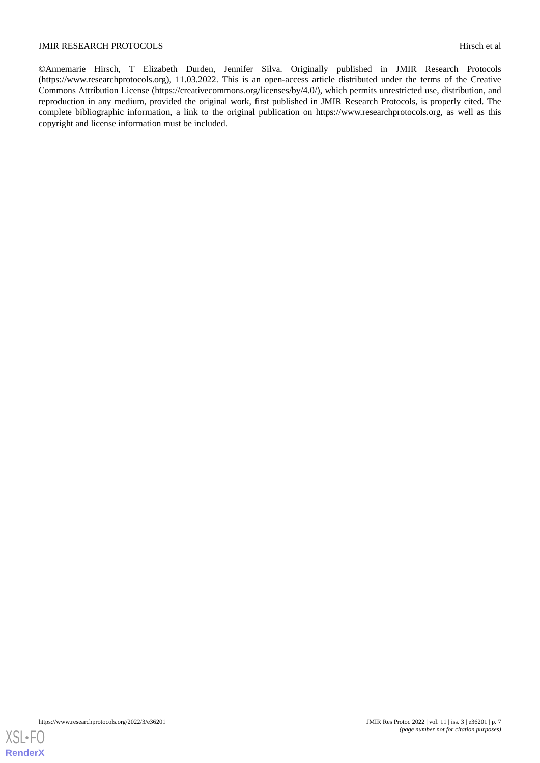©Annemarie Hirsch, T Elizabeth Durden, Jennifer Silva. Originally published in JMIR Research Protocols (https://www.researchprotocols.org), 11.03.2022. This is an open-access article distributed under the terms of the Creative Commons Attribution License (https://creativecommons.org/licenses/by/4.0/), which permits unrestricted use, distribution, and reproduction in any medium, provided the original work, first published in JMIR Research Protocols, is properly cited. The complete bibliographic information, a link to the original publication on https://www.researchprotocols.org, as well as this copyright and license information must be included.